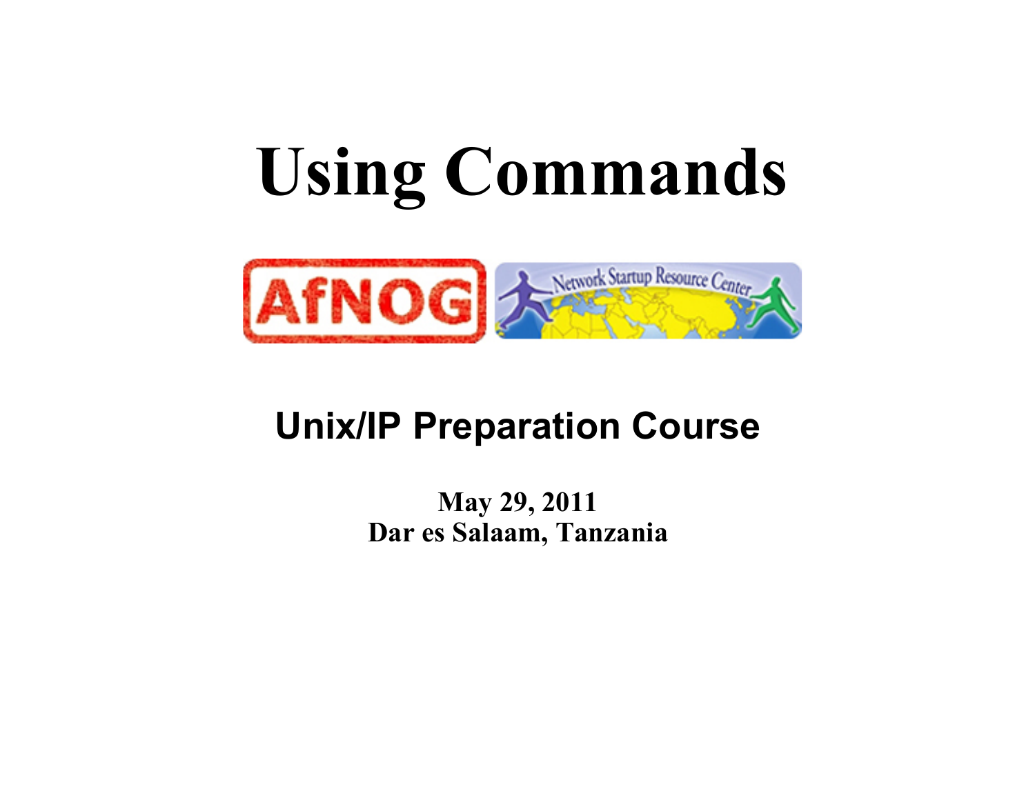# Using Commands

## Unix/IP Preparation Course

**May 29, 2011**
**Dar es Salaam, Tanzania**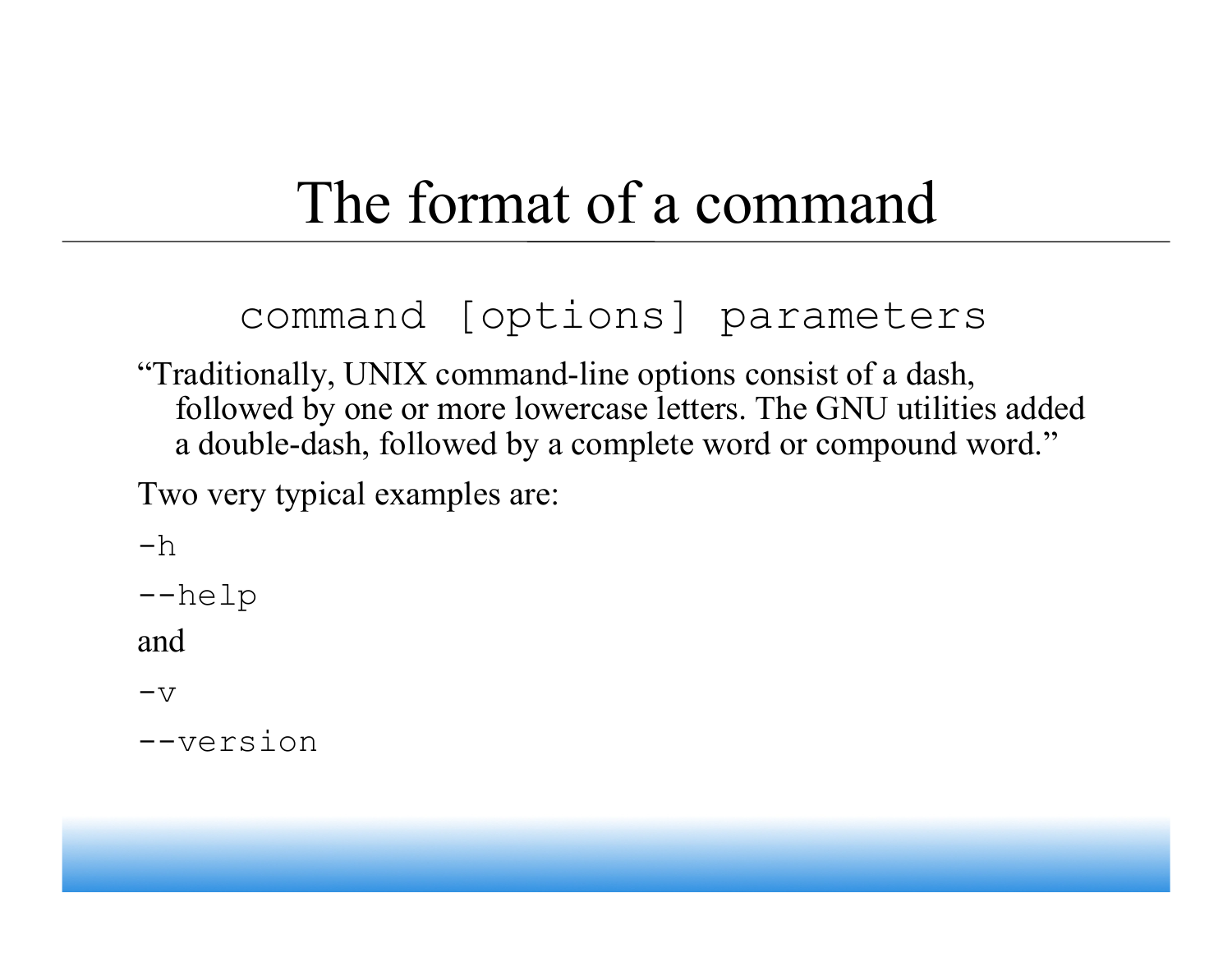# The format of a command

```
command [options] parameters
```

"Traditionally, UNIX command-line options consist of a dash, followed by one or more lowercase letters. The GNU utilities added a double-dash, followed by a complete word or compound word."

Two very typical examples are:

`-h`

`--help`

and

`-v`

`--version`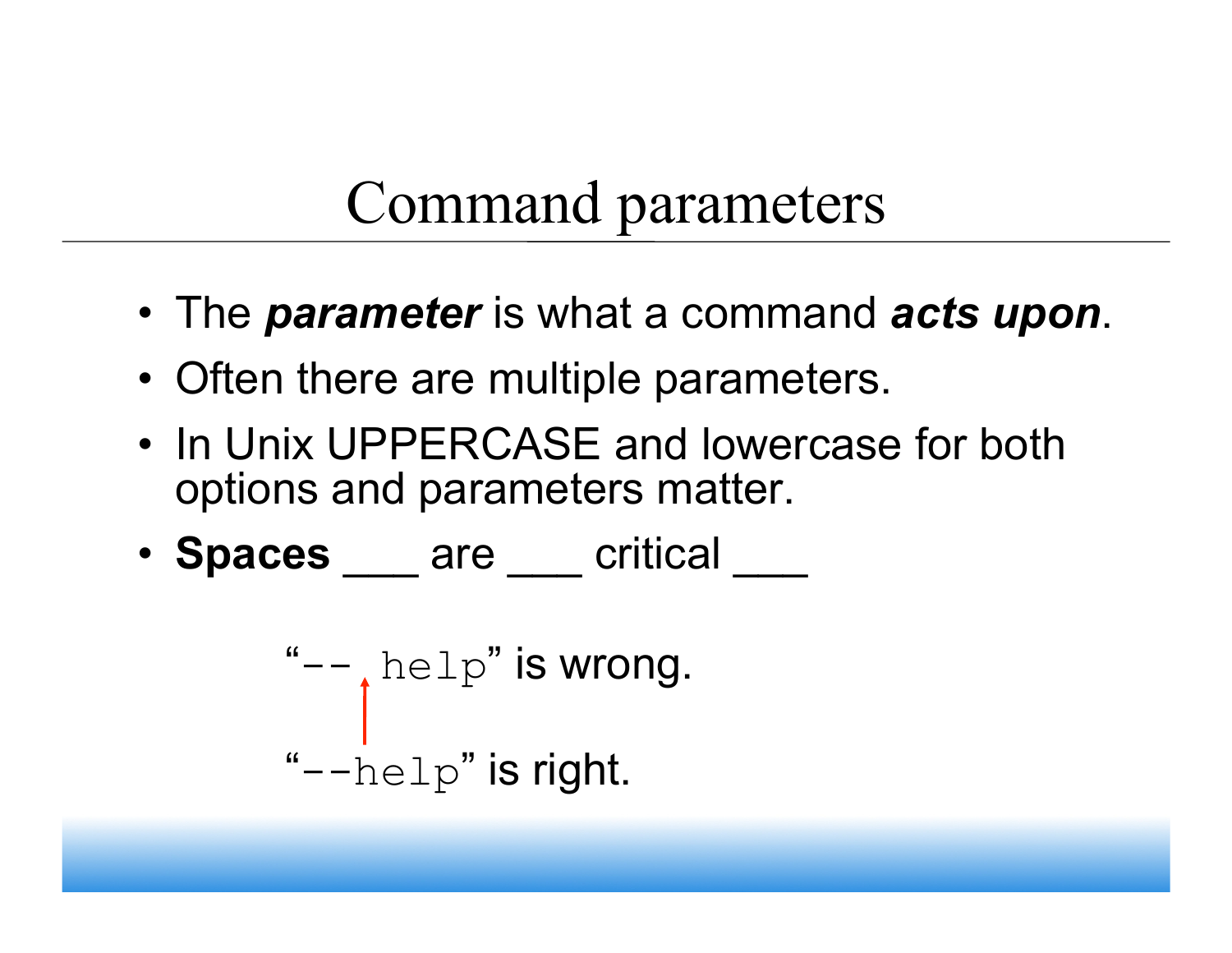# Command parameters

- The ***parameter*** is what a command ***acts upon***.
- Often there are multiple parameters.
- In Unix UPPERCASE and lowercase for both options and parameters matter.
- **Spaces** ___ are ___ critical ___

"`-- help`" is wrong.

"`--help`" is right.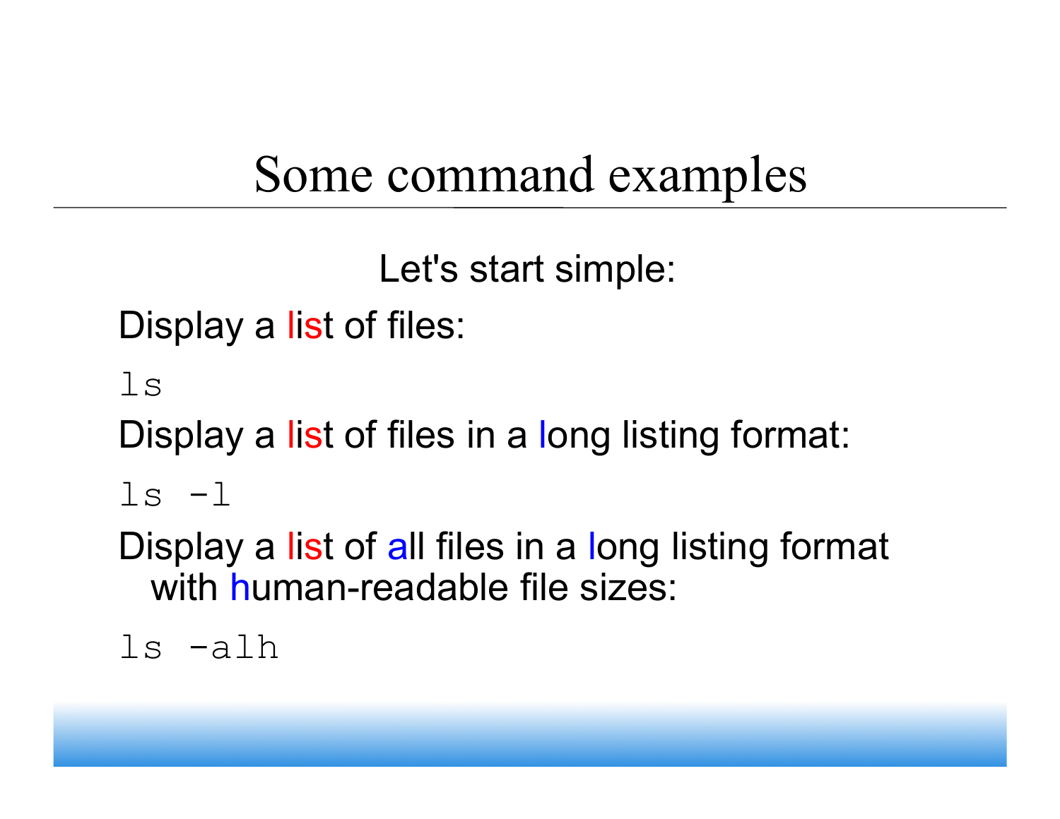# Some command examples

Let's start simple:

Display a list of files:

```
ls
```

Display a list of files in a long listing format:

```
ls -l
```

Display a list of all files in a long listing format with human-readable file sizes:

```
ls -alh
```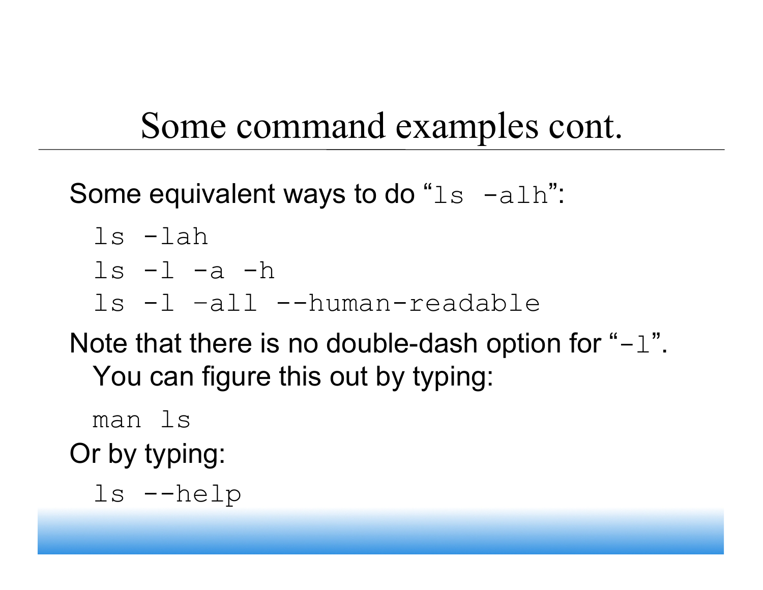# Some command examples cont.

Some equivalent ways to do "`ls -alh`":

```
ls -lah
ls -l -a -h
ls -l –all --human-readable
```

Note that there is no double-dash option for "`-l`". You can figure this out by typing:

```
man ls
```

Or by typing:

```
ls --help
```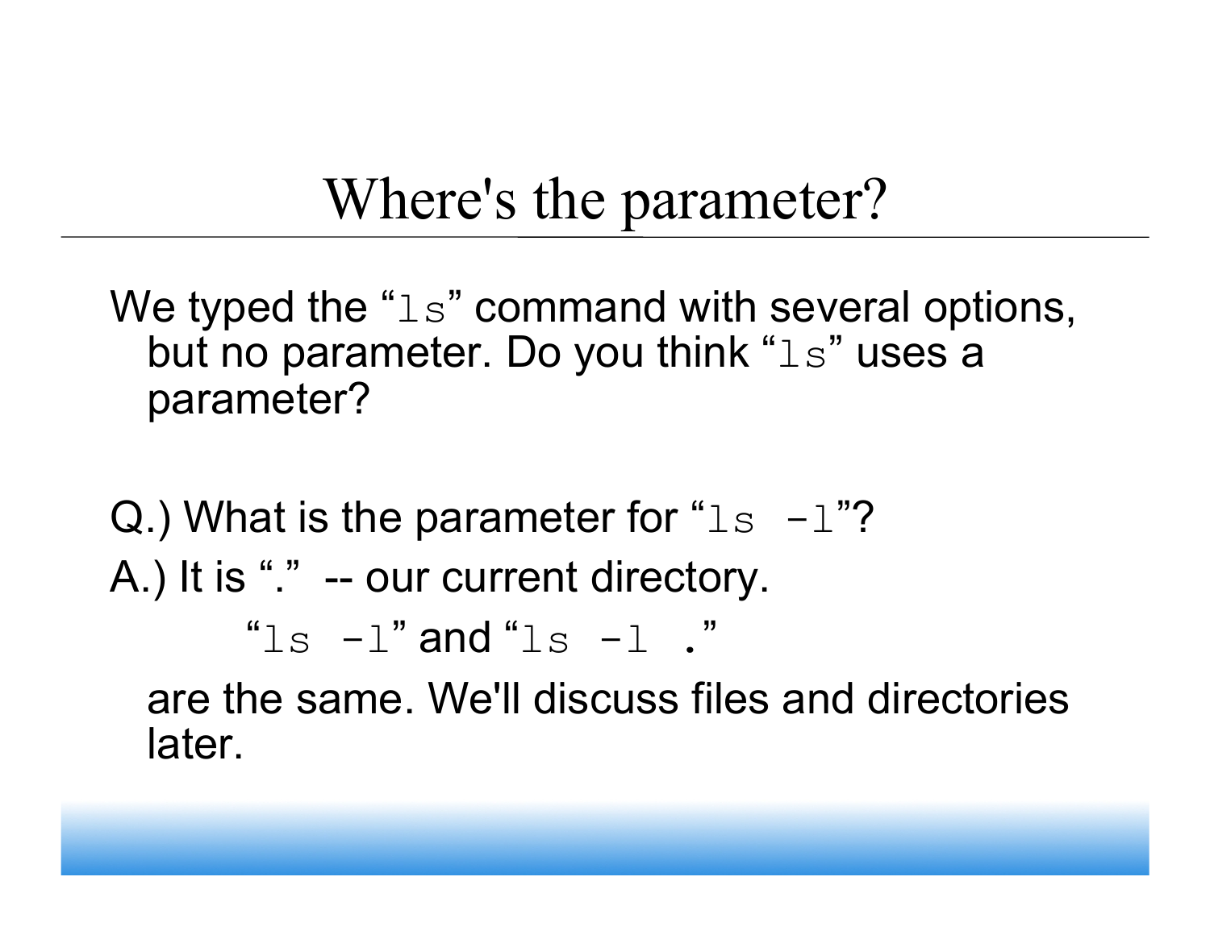# Where's the parameter?

We typed the "`ls`" command with several options, but no parameter. Do you think "`ls`" uses a parameter?

Q.) What is the parameter for "`ls -l`"?

A.) It is "." -- our current directory.

"`ls -l`" and "`ls -l .`"

are the same. We'll discuss files and directories later.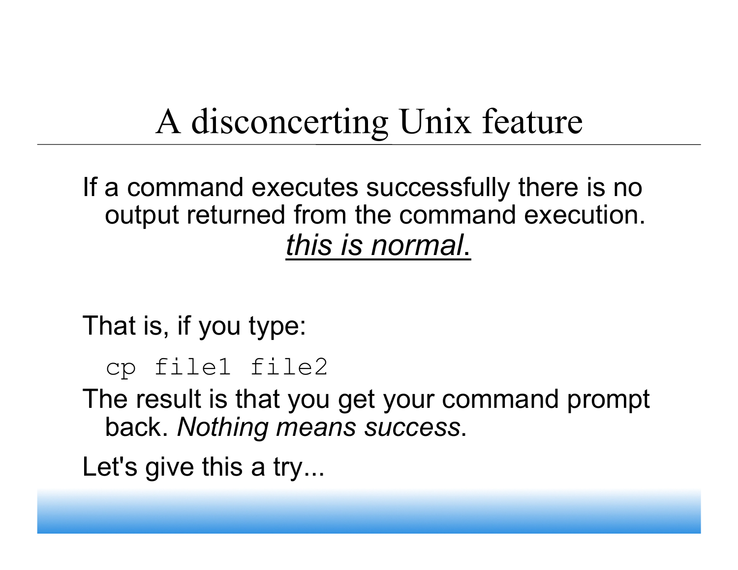# A disconcerting Unix feature

If a command executes successfully there is no output returned from the command execution. *this is normal*.

That is, if you type:

```
cp file1 file2
```

The result is that you get your command prompt back. *Nothing means success*.

Let's give this a try...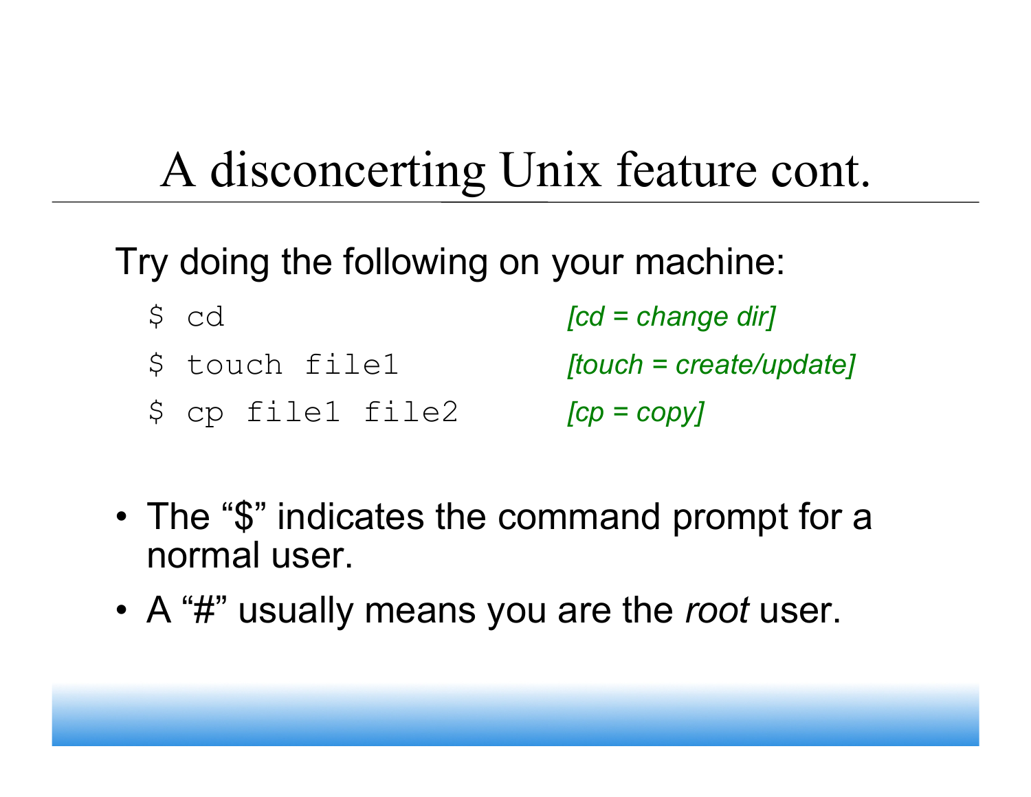# A disconcerting Unix feature cont.

Try doing the following on your machine:

```
$ cd                    [cd = change dir]
$ touch file1           [touch = create/update]
$ cp file1 file2        [cp = copy]
```

- The “$” indicates the command prompt for a normal user.
- A “#” usually means you are the *root* user.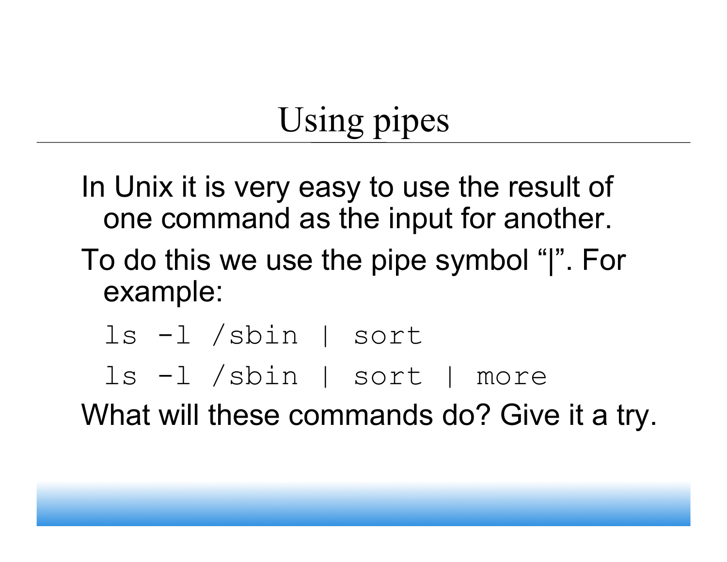# Using pipes

In Unix it is very easy to use the result of one command as the input for another.

To do this we use the pipe symbol "|". For example:

```
ls -l /sbin | sort
ls -l /sbin | sort | more
```

What will these commands do? Give it a try.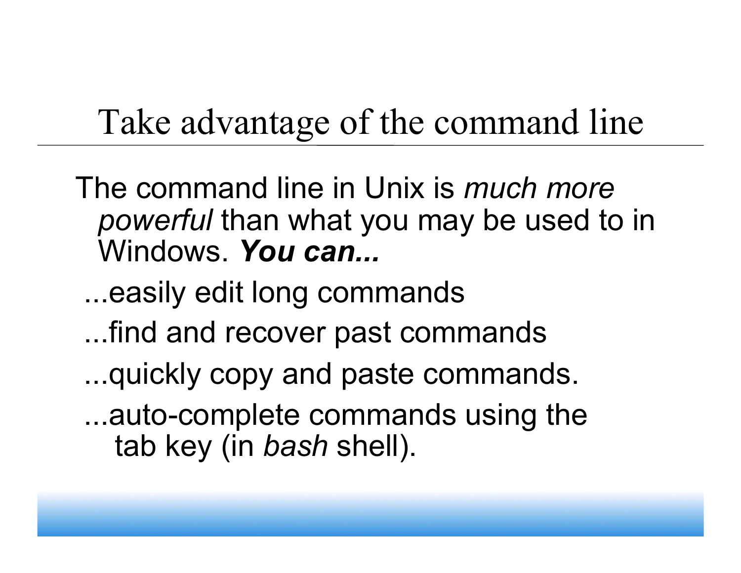# Take advantage of the command line

The command line in Unix is *much more powerful* than what you may be used to in Windows. ***You can...***

...easily edit long commands

...find and recover past commands

...quickly copy and paste commands.

...auto-complete commands using the tab key (in *bash* shell).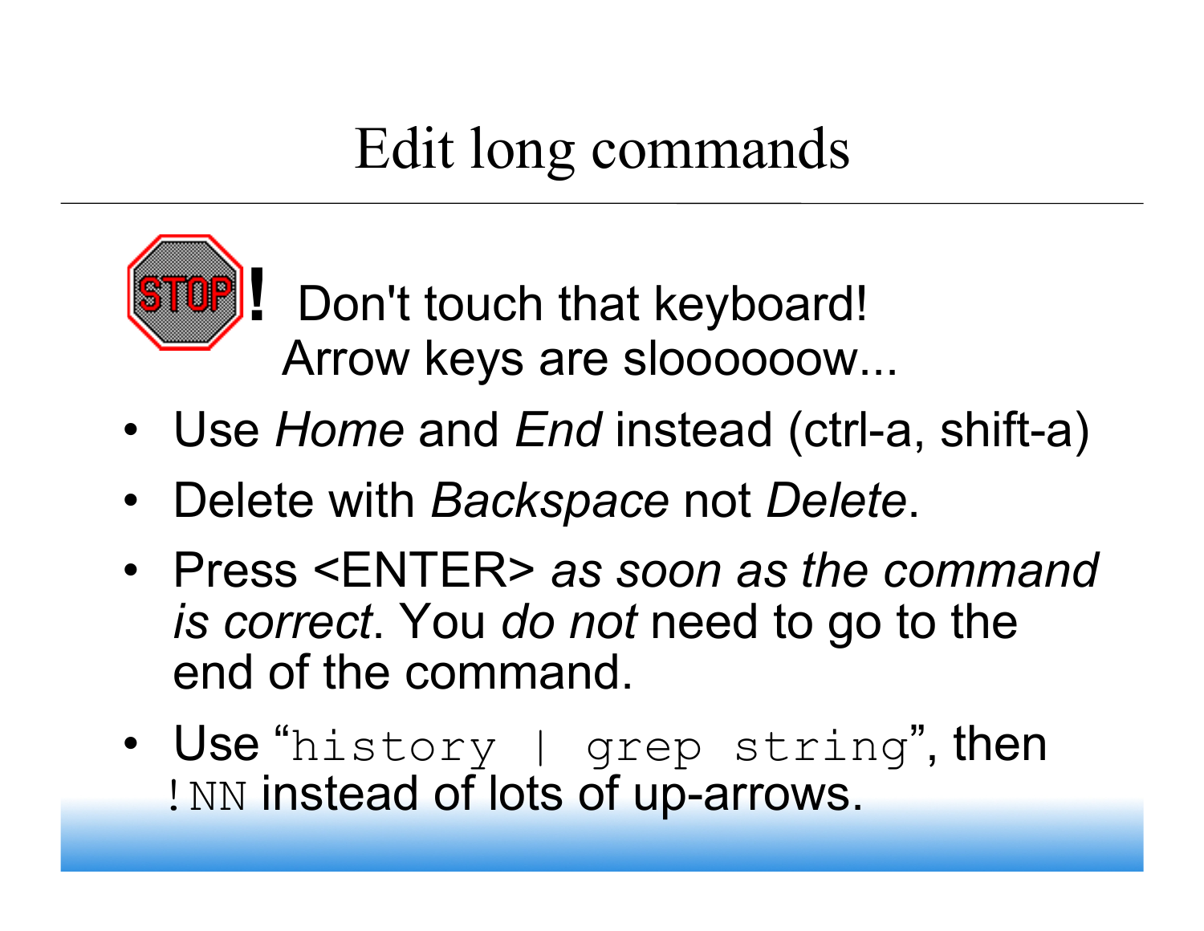# Edit long commands

STOP! Don't touch that keyboard! Arrow keys are sloooooow...

- Use *Home* and *End* instead (ctrl-a, shift-a)
- Delete with *Backspace* not *Delete*.
- Press <ENTER> *as soon as the command is correct*. You *do not* need to go to the end of the command.
- Use "`history | grep string`", then `!NN` instead of lots of up-arrows.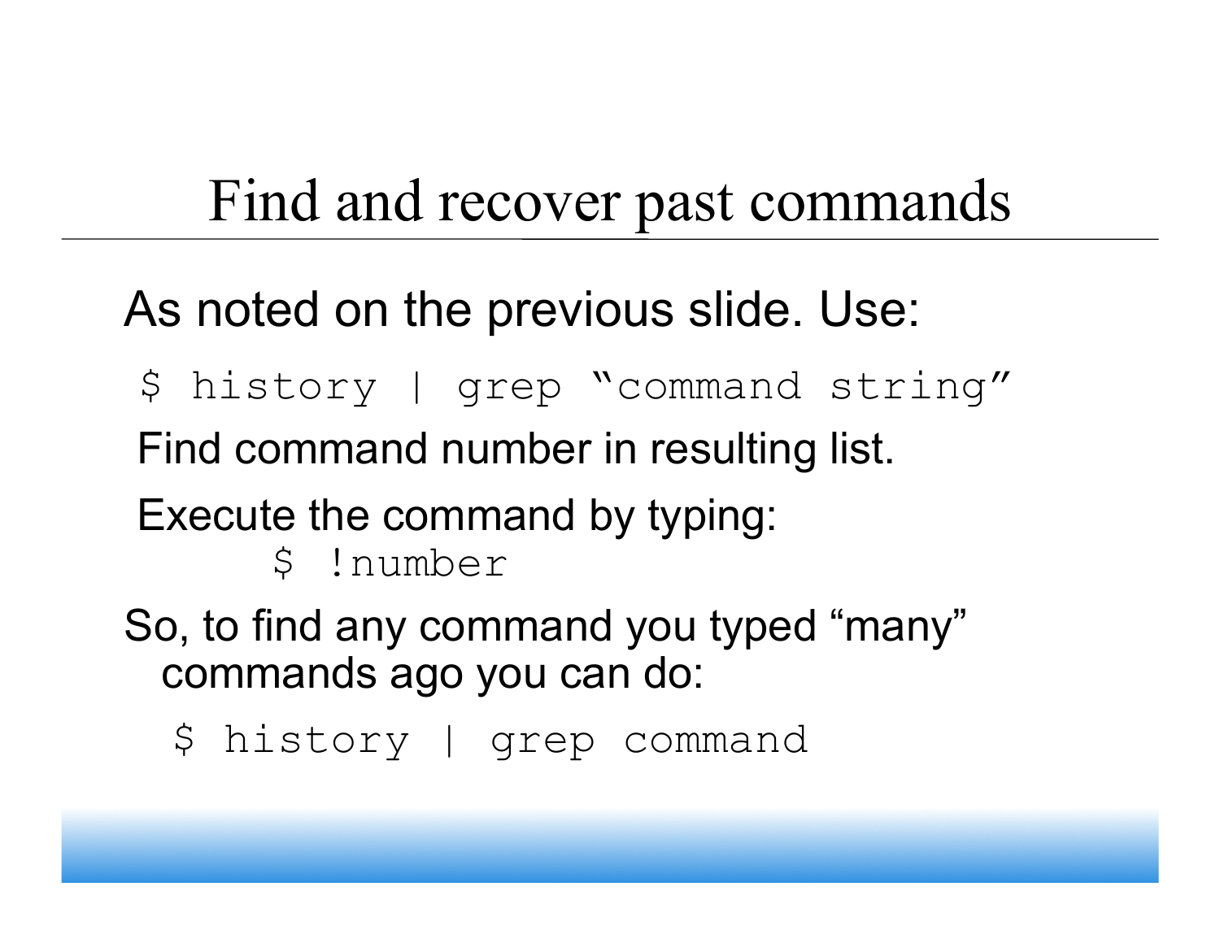# Find and recover past commands

As noted on the previous slide. Use:

```
$ history | grep “command string”
```

Find command number in resulting list.

Execute the command by typing:

```
$ !number
```

So, to find any command you typed “many” commands ago you can do:

```
$ history | grep command
```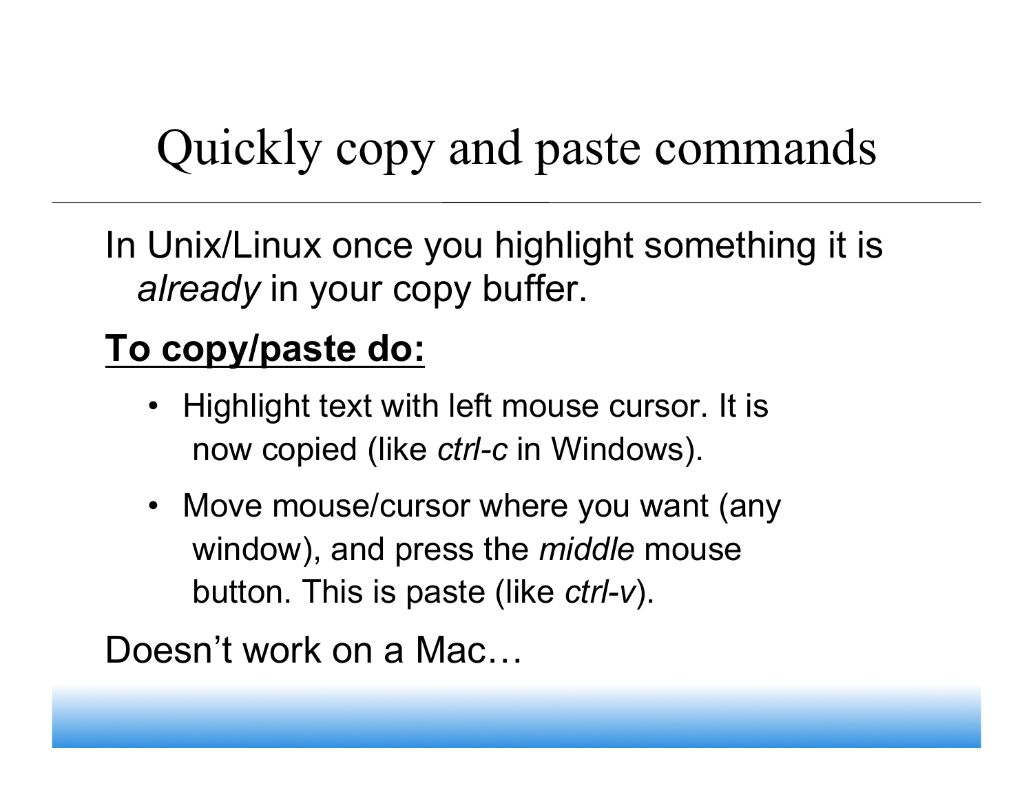# Quickly copy and paste commands

In Unix/Linux once you highlight something it is *already* in your copy buffer.

**<u>To copy/paste do:</u>**

- Highlight text with left mouse cursor. It is now copied (like *ctrl-c* in Windows).
- Move mouse/cursor where you want (any window), and press the *middle* mouse button. This is paste (like *ctrl-v*).

Doesn’t work on a Mac…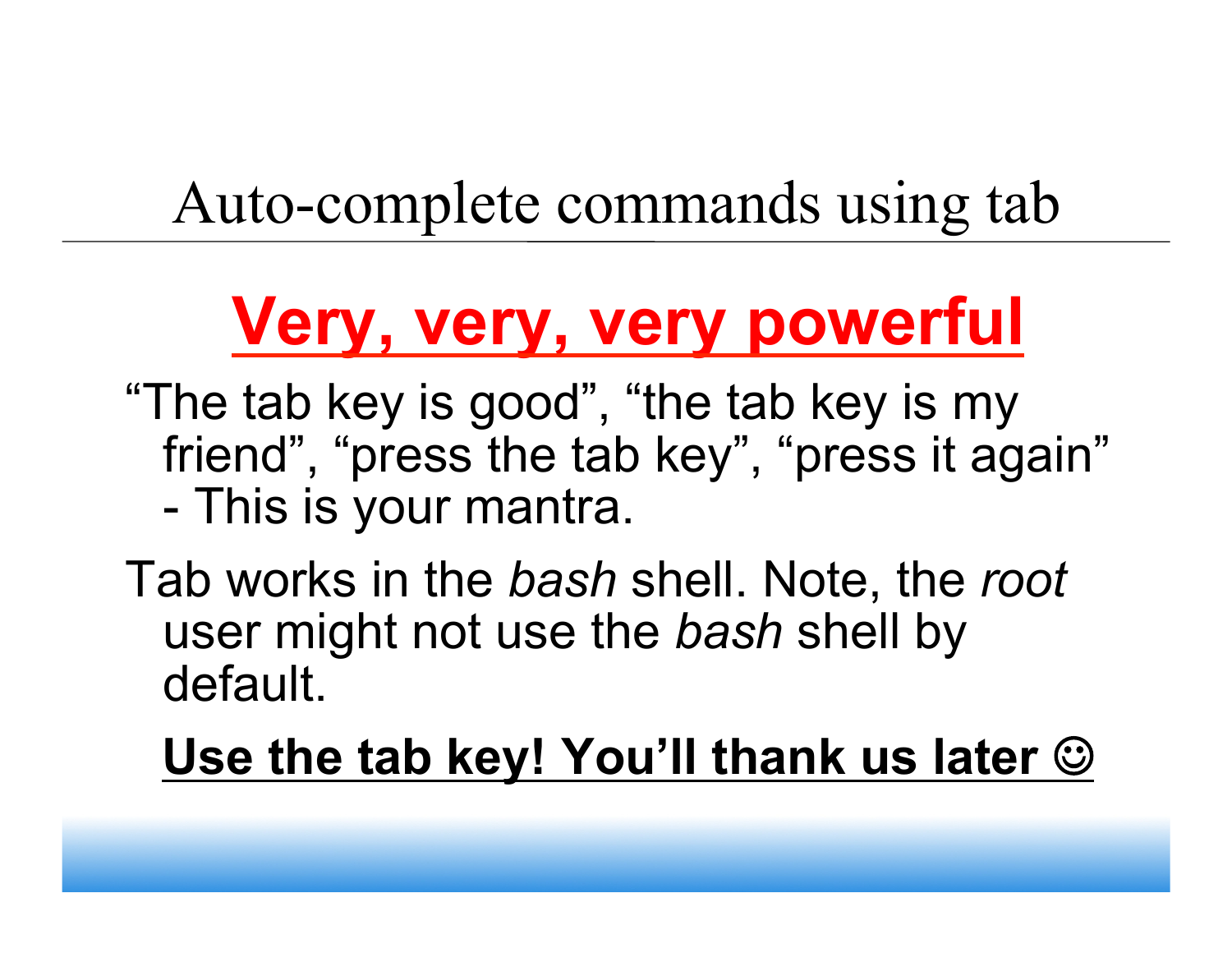# Auto-complete commands using tab

## **Very, very, very powerful**

"The tab key is good", "the tab key is my friend", "press the tab key", "press it again" - This is your mantra.

Tab works in the *bash* shell. Note, the *root* user might not use the *bash* shell by default.

**Use the tab key! You'll thank us later ☺**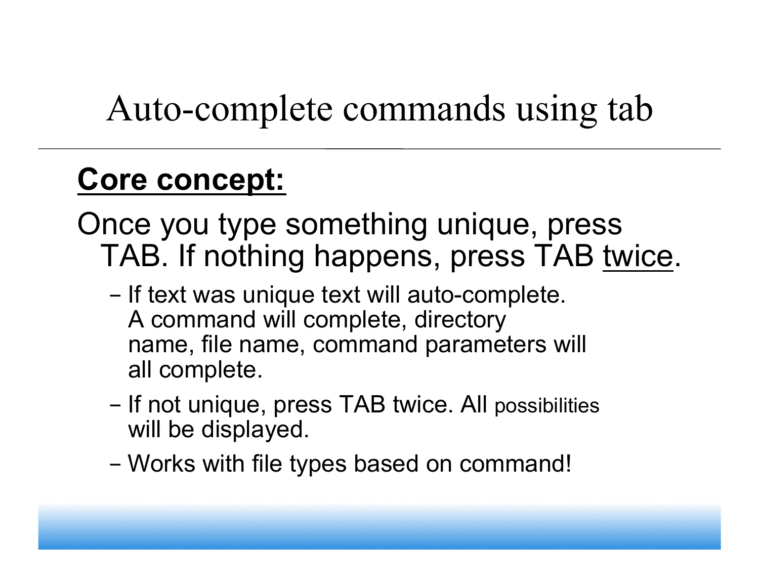# Auto-complete commands using tab

**Core concept:**

Once you type something unique, press TAB. If nothing happens, press TAB twice.

- If text was unique text will auto-complete. A command will complete, directory name, file name, command parameters will all complete.
- If not unique, press TAB twice. All possibilities will be displayed.
- Works with file types based on command!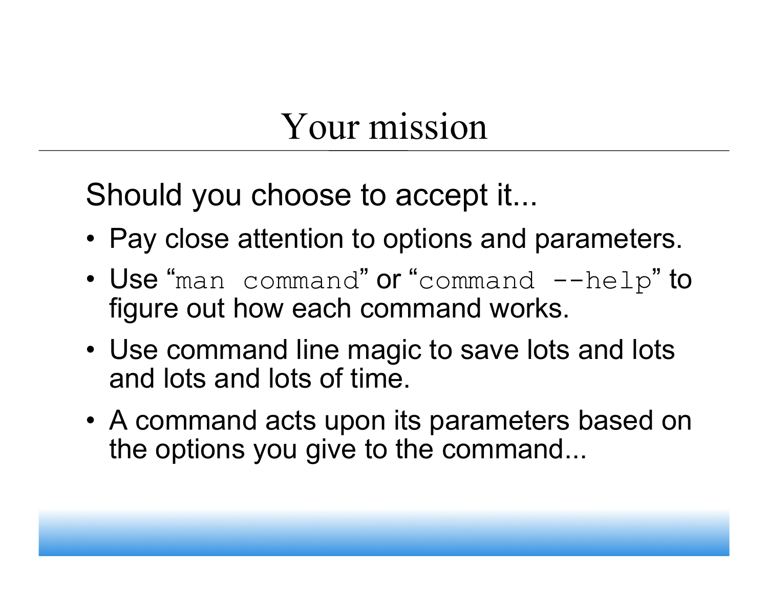# Your mission

Should you choose to accept it...

- Pay close attention to options and parameters.
- Use "`man command`" or "`command --help`" to figure out how each command works.
- Use command line magic to save lots and lots and lots and lots and lots of time.
- A command acts upon its parameters based on the options you give to the command...